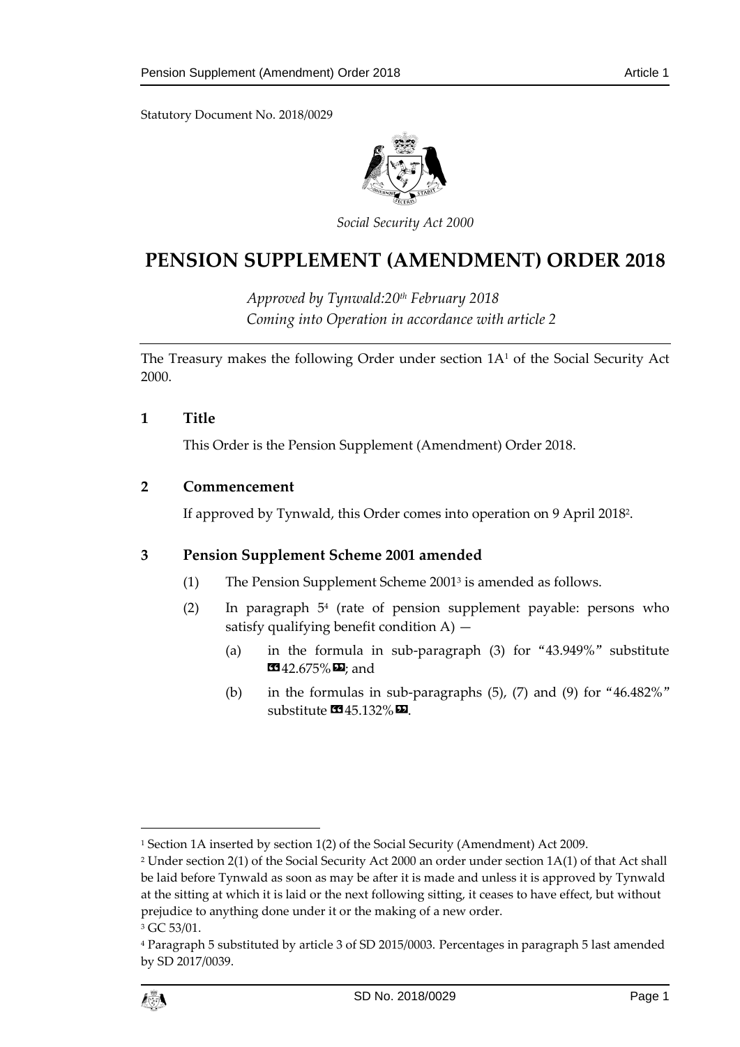Statutory Document No. 2018/0029

*Social Security Act 2000*

# PENSION SUPPLEMENT (AMENDMENT) ORDER 2018

*Approved by Tynwald:20th February 2018*
*Coming into Operation in accordance with article 2*

The Treasury makes the following Order under section 1A[1] of the Social Security Act 2000.

## 1 Title

This Order is the Pension Supplement (Amendment) Order 2018.

## 2 Commencement

If approved by Tynwald, this Order comes into operation on 9 April 2018[2].

## 3 Pension Supplement Scheme 2001 amended

(1) The Pension Supplement Scheme 2001[3] is amended as follows.

(2) In paragraph 5[4] (rate of pension supplement payable: persons who satisfy qualifying benefit condition A) —

(a) in the formula in sub-paragraph (3) for "43.949%" substitute «42.675%»; and

(b) in the formulas in sub-paragraphs (5), (7) and (9) for "46.482%" substitute «45.132%».

---

[1] Section 1A inserted by section 1(2) of the Social Security (Amendment) Act 2009.

[2] Under section 2(1) of the Social Security Act 2000 an order under section 1A(1) of that Act shall be laid before Tynwald as soon as may be after it is made and unless it is approved by Tynwald at the sitting at which it is laid or the next following sitting, it ceases to have effect, but without prejudice to anything done under it or the making of a new order.

[3] GC 53/01.

[4] Paragraph 5 substituted by article 3 of SD 2015/0003. Percentages in paragraph 5 last amended by SD 2017/0039.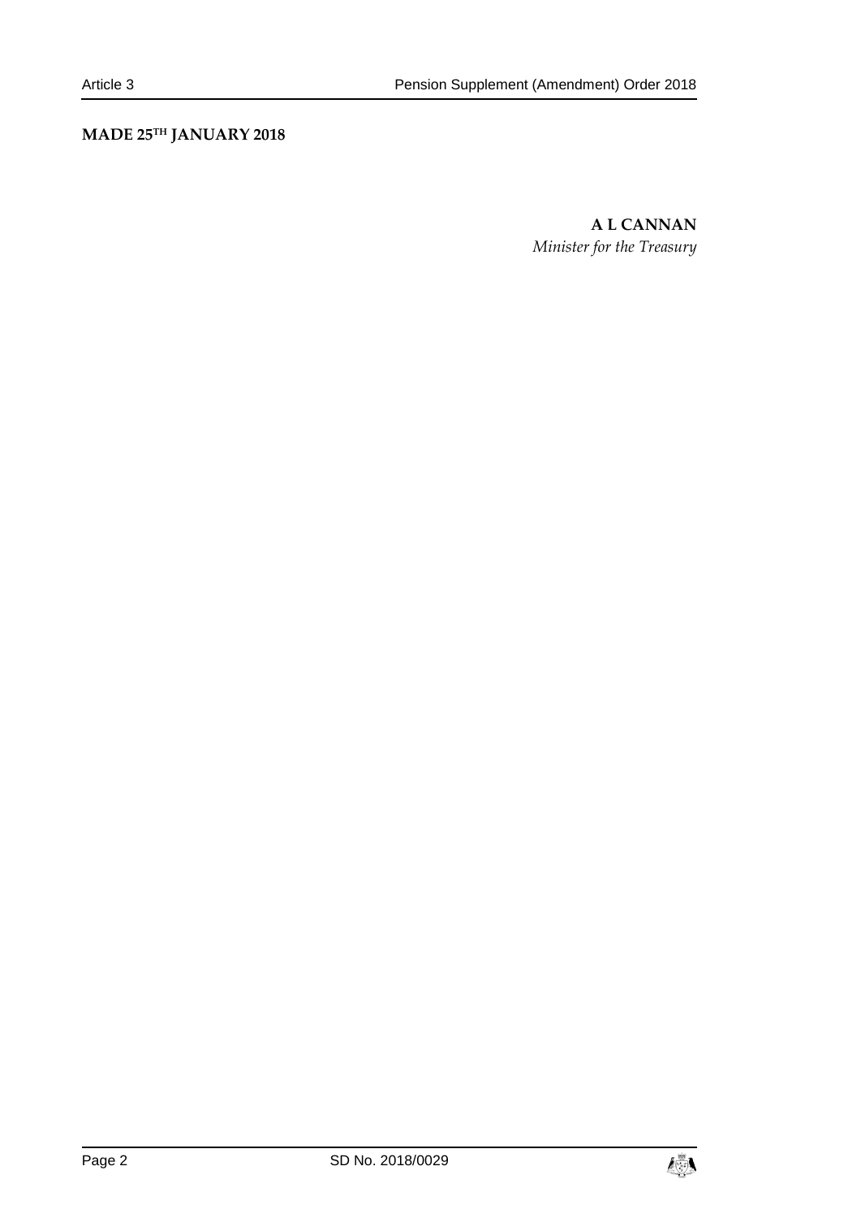**MADE 25TH JANUARY 2018**

**A L CANNAN**
*Minister for the Treasury*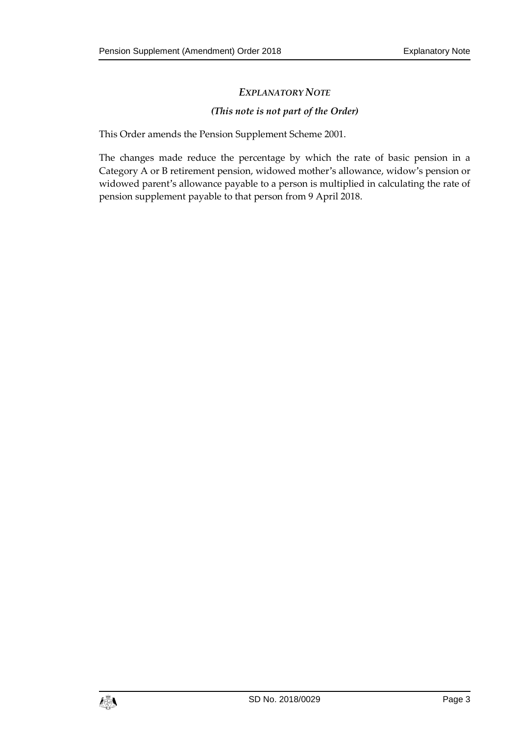## *EXPLANATORY NOTE*

***(This note is not part of the Order)***

This Order amends the Pension Supplement Scheme 2001.

The changes made reduce the percentage by which the rate of basic pension in a Category A or B retirement pension, widowed mother's allowance, widow's pension or widowed parent's allowance payable to a person is multiplied in calculating the rate of pension supplement payable to that person from 9 April 2018.